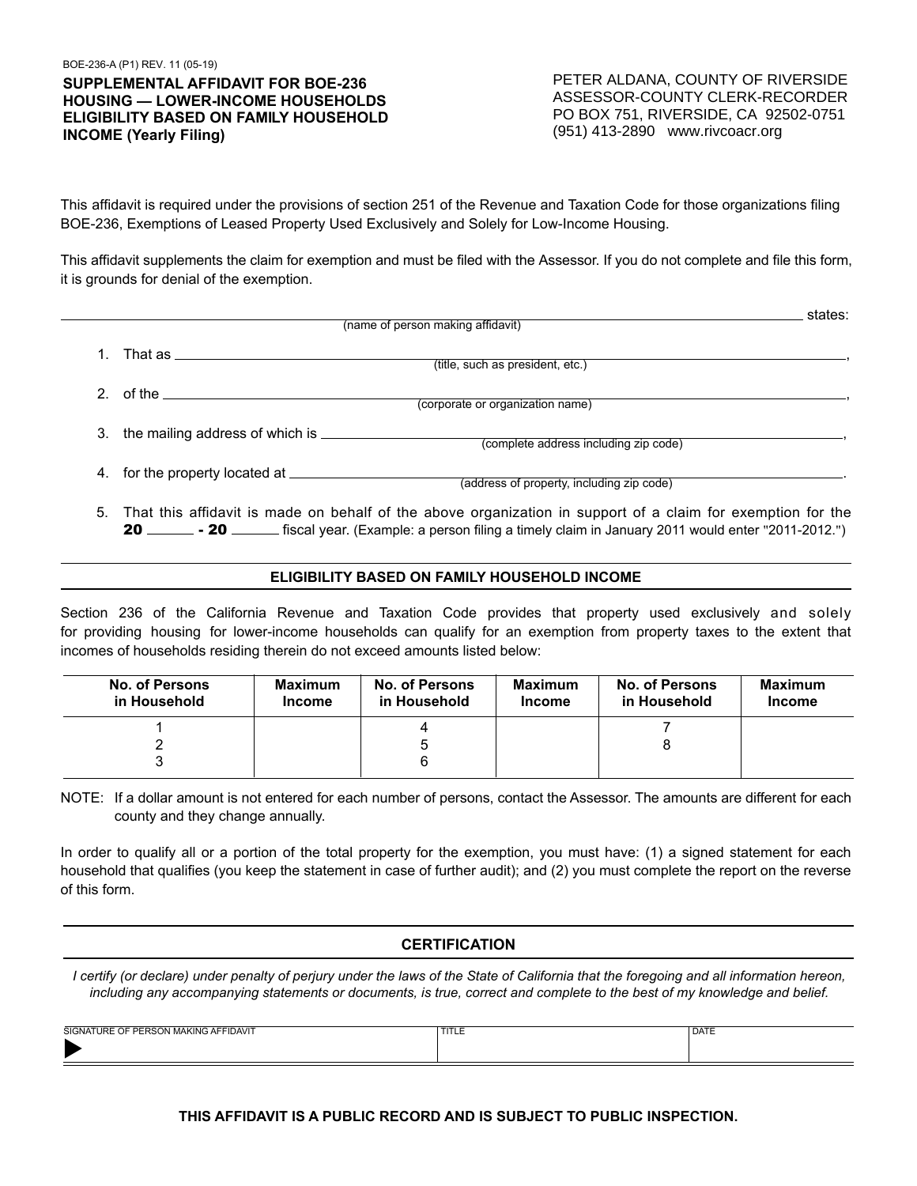BOE-236-A (P1) REV. 11 (05-19)

**SUPPLEMENTAL AFFIDAVIT FOR BOE-236 HOUSING — LOWER-INCOME HOUSEHOLDS ELIGIBILITY BASED ON FAMILY HOUSEHOLD INCOME (Yearly Filing)**

PETER ALDANA, COUNTY OF RIVERSIDE
ASSESSOR-COUNTY CLERK-RECORDER
PO BOX 751, RIVERSIDE, CA 92502-0751
(951) 413-2890 www.rivcoacr.org

This affidavit is required under the provisions of section 251 of the Revenue and Taxation Code for those organizations filing BOE-236, Exemptions of Leased Property Used Exclusively and Solely for Low-Income Housing.

This affidavit supplements the claim for exemption and must be filed with the Assessor. If you do not complete and file this form, it is grounds for denial of the exemption.

______________________________________________ states:
(name of person making affidavit)

1. That as ______________________________________________,
   (title, such as president, etc.)
2. of the ______________________________________________,
   (corporate or organization name)
3. the mailing address of which is ______________________________________________,
   (complete address including zip code)
4. for the property located at ______________________________________________.
   (address of property, including zip code)
5. That this affidavit is made on behalf of the above organization in support of a claim for exemption for the **20** ______ **- 20** ______ fiscal year. (Example: a person filing a timely claim in January 2011 would enter "2011-2012.")

## ELIGIBILITY BASED ON FAMILY HOUSEHOLD INCOME

Section 236 of the California Revenue and Taxation Code provides that property used exclusively and solely for providing housing for lower-income households can qualify for an exemption from property taxes to the extent that incomes of households residing therein do not exceed amounts listed below:

| No. of Persons in Household | Maximum Income | No. of Persons in Household | Maximum Income | No. of Persons in Household | Maximum Income |
|---|---|---|---|---|---|
| 1 | | 4 | | 7 | |
| 2 | | 5 | | 8 | |
| 3 | | 6 | | | |

NOTE: If a dollar amount is not entered for each number of persons, contact the Assessor. The amounts are different for each county and they change annually.

In order to qualify all or a portion of the total property for the exemption, you must have: (1) a signed statement for each household that qualifies (you keep the statement in case of further audit); and (2) you must complete the report on the reverse of this form.

## CERTIFICATION

*I certify (or declare) under penalty of perjury under the laws of the State of California that the foregoing and all information hereon, including any accompanying statements or documents, is true, correct and complete to the best of my knowledge and belief.*

| SIGNATURE OF PERSON MAKING AFFIDAVIT | TITLE | DATE |
|---|---|---|
| ▶ | | |

**THIS AFFIDAVIT IS A PUBLIC RECORD AND IS SUBJECT TO PUBLIC INSPECTION.**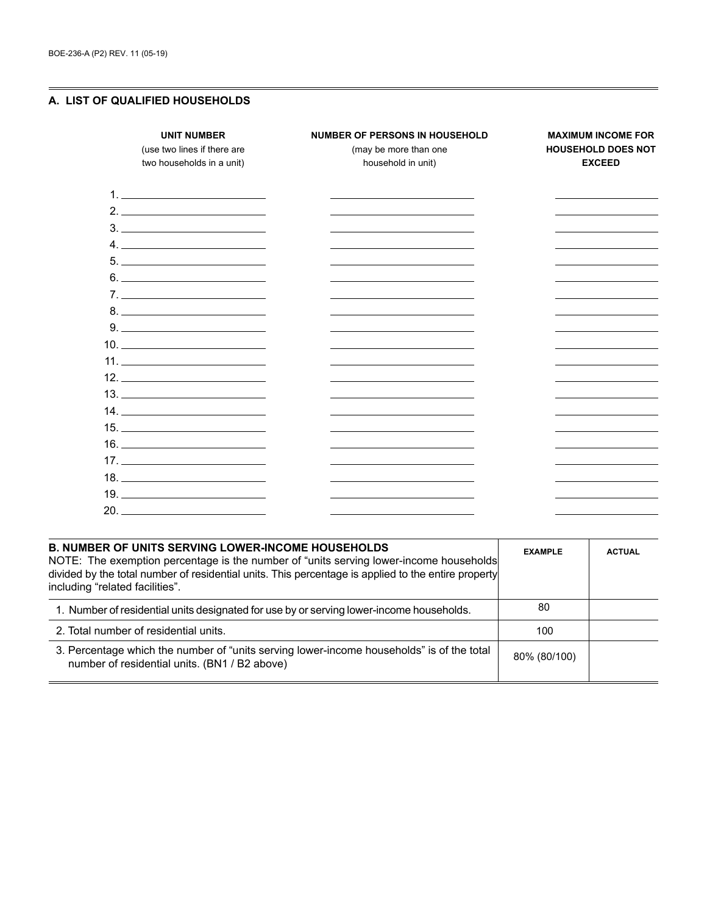## A. LIST OF QUALIFIED HOUSEHOLDS

| UNIT NUMBER (use two lines if there are two households in a unit) | NUMBER OF PERSONS IN HOUSEHOLD (may be more than one household in unit) | MAXIMUM INCOME FOR HOUSEHOLD DOES NOT EXCEED |
|---|---|---|
| 1. | | |
| 2. | | |
| 3. | | |
| 4. | | |
| 5. | | |
| 6. | | |
| 7. | | |
| 8. | | |
| 9. | | |
| 10. | | |
| 11. | | |
| 12. | | |
| 13. | | |
| 14. | | |
| 15. | | |
| 16. | | |
| 17. | | |
| 18. | | |
| 19. | | |
| 20. | | |

| **B. NUMBER OF UNITS SERVING LOWER-INCOME HOUSEHOLDS** NOTE: The exemption percentage is the number of "units serving lower-income households divided by the total number of residential units. This percentage is applied to the entire property including "related facilities". | **EXAMPLE** | **ACTUAL** |
|---|---|---|
| 1. Number of residential units designated for use by or serving lower-income households. | 80 | |
| 2. Total number of residential units. | 100 | |
| 3. Percentage which the number of "units serving lower-income households" is of the total number of residential units. (BN1 / B2 above) | 80% (80/100) | |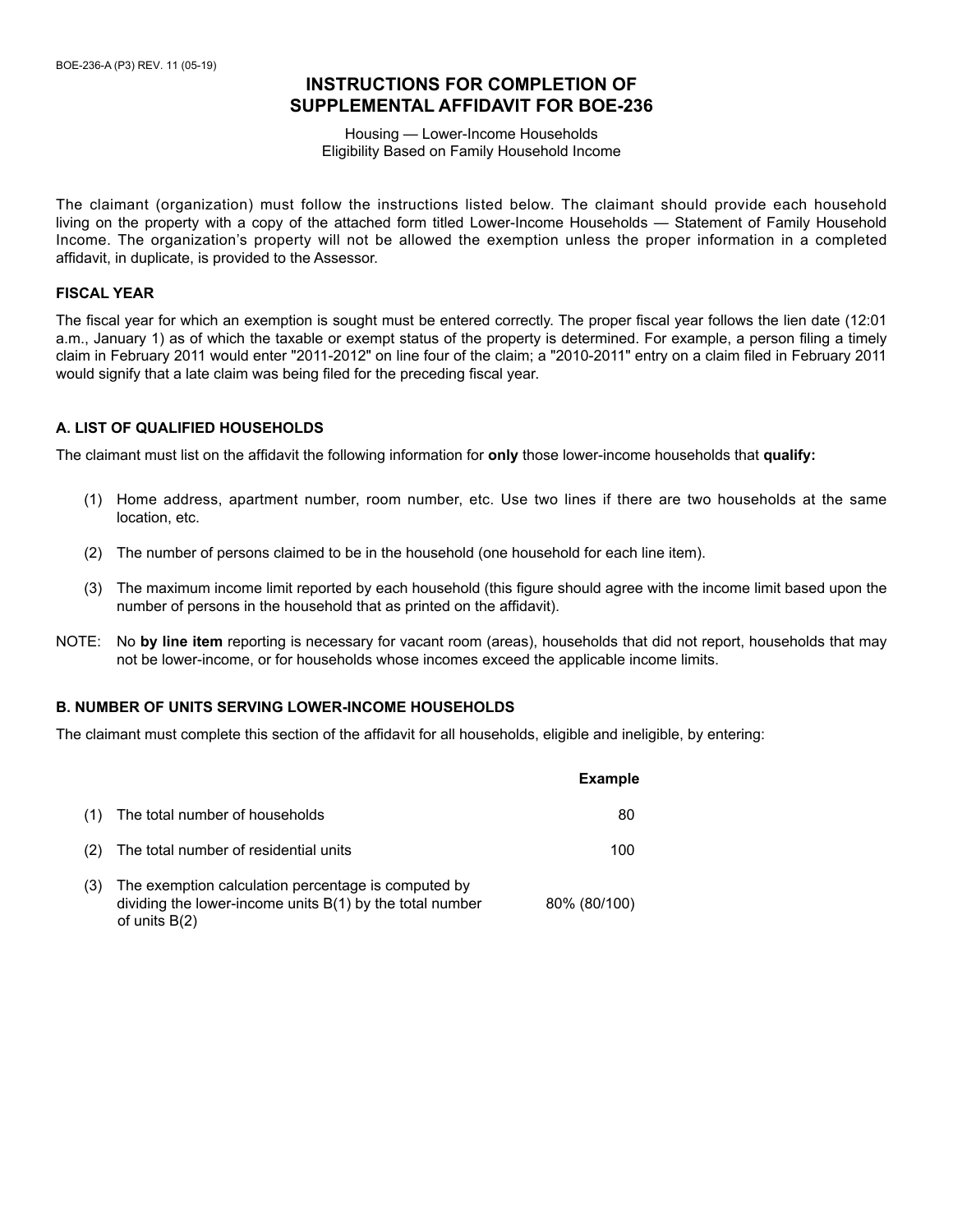# INSTRUCTIONS FOR COMPLETION OF SUPPLEMENTAL AFFIDAVIT FOR BOE-236

Housing — Lower-Income Households
Eligibility Based on Family Household Income

The claimant (organization) must follow the instructions listed below. The claimant should provide each household living on the property with a copy of the attached form titled Lower-Income Households — Statement of Family Household Income. The organization's property will not be allowed the exemption unless the proper information in a completed affidavit, in duplicate, is provided to the Assessor.

### FISCAL YEAR

The fiscal year for which an exemption is sought must be entered correctly. The proper fiscal year follows the lien date (12:01 a.m., January 1) as of which the taxable or exempt status of the property is determined. For example, a person filing a timely claim in February 2011 would enter "2011-2012" on line four of the claim; a "2010-2011" entry on a claim filed in February 2011 would signify that a late claim was being filed for the preceding fiscal year.

### A. LIST OF QUALIFIED HOUSEHOLDS

The claimant must list on the affidavit the following information for **only** those lower-income households that **qualify:**

(1) Home address, apartment number, room number, etc. Use two lines if there are two households at the same location, etc.

(2) The number of persons claimed to be in the household (one household for each line item).

(3) The maximum income limit reported by each household (this figure should agree with the income limit based upon the number of persons in the household that as printed on the affidavit).

NOTE: No **by line item** reporting is necessary for vacant room (areas), households that did not report, households that may not be lower-income, or for households whose incomes exceed the applicable income limits.

### B. NUMBER OF UNITS SERVING LOWER-INCOME HOUSEHOLDS

The claimant must complete this section of the affidavit for all households, eligible and ineligible, by entering:

| | | **Example** |
|---|---|---|
| (1) | The total number of households | 80 |
| (2) | The total number of residential units | 100 |
| (3) | The exemption calculation percentage is computed by dividing the lower-income units B(1) by the total number of units B(2) | 80% (80/100) |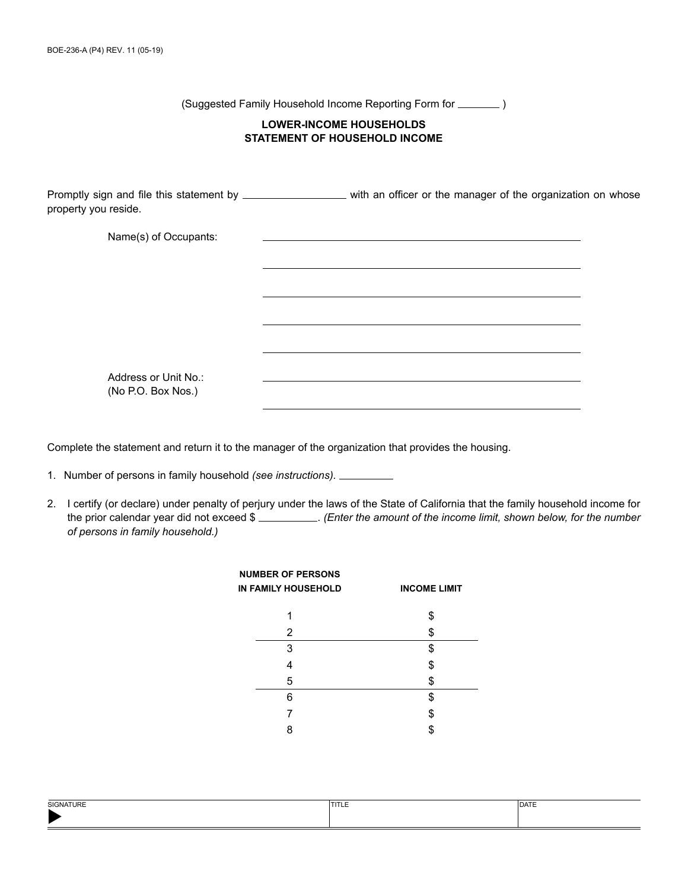BOE-236-A (P4) REV. 11 (05-19)

(Suggested Family Household Income Reporting Form for ________ )

## LOWER-INCOME HOUSEHOLDS
## STATEMENT OF HOUSEHOLD INCOME

Promptly sign and file this statement by ________________ with an officer or the manager of the organization on whose property you reside.

Name(s) of Occupants: ________________________________________

________________________________________

________________________________________

________________________________________

________________________________________

Address or Unit No.: ________________________________________
(No P.O. Box Nos.)

________________________________________

Complete the statement and return it to the manager of the organization that provides the housing.

1. Number of persons in family household *(see instructions)*. ________

2. I certify (or declare) under penalty of perjury under the laws of the State of California that the family household income for the prior calendar year did not exceed $ ________. *(Enter the amount of the income limit, shown below, for the number of persons in family household.)*

| NUMBER OF PERSONS IN FAMILY HOUSEHOLD | INCOME LIMIT |
|---|---|
| 1 | $ |
| 2 | $ |
| 3 | $ |
| 4 | $ |
| 5 | $ |
| 6 | $ |
| 7 | $ |
| 8 | $ |

| SIGNATURE | TITLE | DATE |
|---|---|---|
| ▶ | | |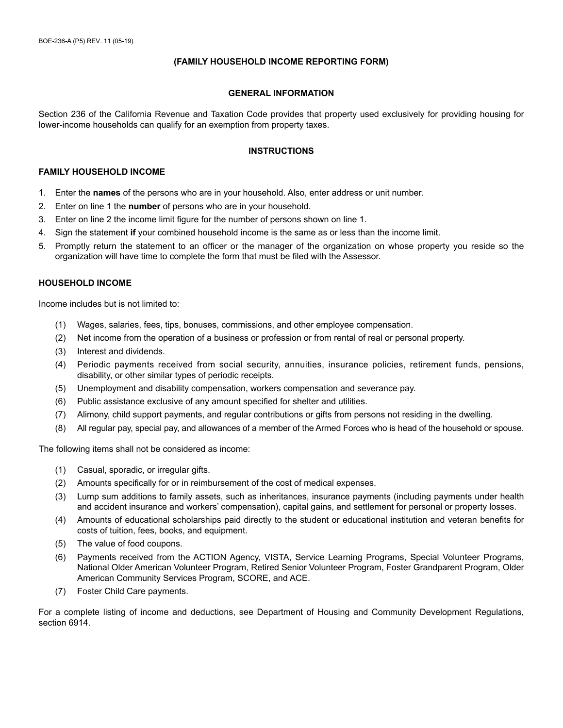**(FAMILY HOUSEHOLD INCOME REPORTING FORM)**

## GENERAL INFORMATION

Section 236 of the California Revenue and Taxation Code provides that property used exclusively for providing housing for lower-income households can qualify for an exemption from property taxes.

## INSTRUCTIONS

### FAMILY HOUSEHOLD INCOME

1. Enter the **names** of the persons who are in your household. Also, enter address or unit number.
2. Enter on line 1 the **number** of persons who are in your household.
3. Enter on line 2 the income limit figure for the number of persons shown on line 1.
4. Sign the statement **if** your combined household income is the same as or less than the income limit.
5. Promptly return the statement to an officer or the manager of the organization on whose property you reside so the organization will have time to complete the form that must be filed with the Assessor.

### HOUSEHOLD INCOME

Income includes but is not limited to:

(1) Wages, salaries, fees, tips, bonuses, commissions, and other employee compensation.

(2) Net income from the operation of a business or profession or from rental of real or personal property.

(3) Interest and dividends.

(4) Periodic payments received from social security, annuities, insurance policies, retirement funds, pensions, disability, or other similar types of periodic receipts.

(5) Unemployment and disability compensation, workers compensation and severance pay.

(6) Public assistance exclusive of any amount specified for shelter and utilities.

(7) Alimony, child support payments, and regular contributions or gifts from persons not residing in the dwelling.

(8) All regular pay, special pay, and allowances of a member of the Armed Forces who is head of the household or spouse.

The following items shall not be considered as income:

(1) Casual, sporadic, or irregular gifts.

(2) Amounts specifically for or in reimbursement of the cost of medical expenses.

(3) Lump sum additions to family assets, such as inheritances, insurance payments (including payments under health and accident insurance and workers' compensation), capital gains, and settlement for personal or property losses.

(4) Amounts of educational scholarships paid directly to the student or educational institution and veteran benefits for costs of tuition, fees, books, and equipment.

(5) The value of food coupons.

(6) Payments received from the ACTION Agency, VISTA, Service Learning Programs, Special Volunteer Programs, National Older American Volunteer Program, Retired Senior Volunteer Program, Foster Grandparent Program, Older American Community Services Program, SCORE, and ACE.

(7) Foster Child Care payments.

For a complete listing of income and deductions, see Department of Housing and Community Development Regulations, section 6914.